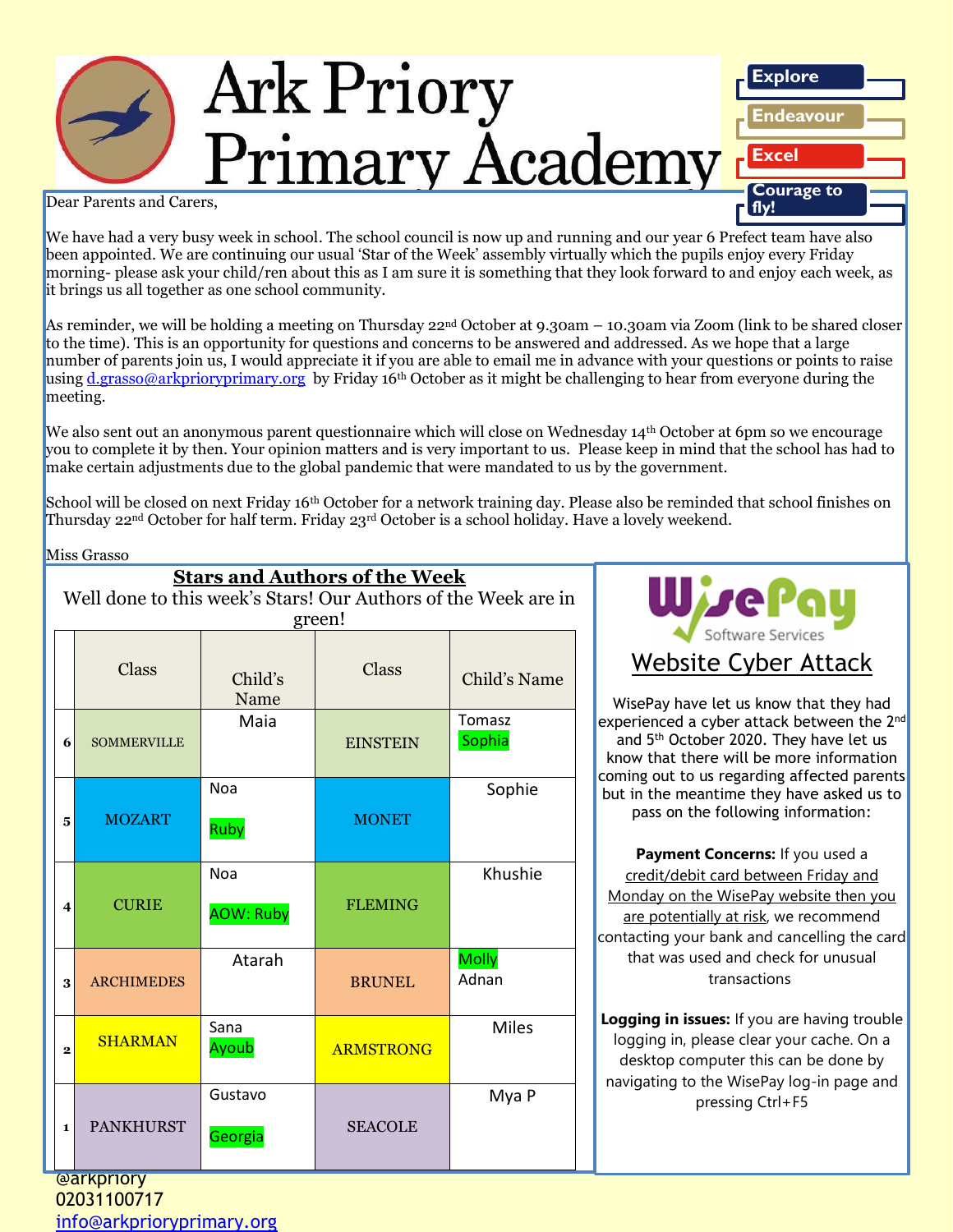# Ark Priory Primary Academy

Explore
Endeavour
Excel
Courage to fly!

Dear Parents and Carers,

We have had a very busy week in school. The school council is now up and running and our year 6 Prefect team have also been appointed. We are continuing our usual 'Star of the Week' assembly virtually which the pupils enjoy every Friday morning- please ask your child/ren about this as I am sure it is something that they look forward to and enjoy each week, as it brings us all together as one school community.

As reminder, we will be holding a meeting on Thursday 22nd October at 9.30am – 10.30am via Zoom (link to be shared closer to the time). This is an opportunity for questions and concerns to be answered and addressed. As we hope that a large number of parents join us, I would appreciate it if you are able to email me in advance with your questions or points to raise using d.grasso@arkprioryprimary.org by Friday 16th October as it might be challenging to hear from everyone during the meeting.

We also sent out an anonymous parent questionnaire which will close on Wednesday 14th October at 6pm so we encourage you to complete it by then. Your opinion matters and is very important to us. Please keep in mind that the school has had to make certain adjustments due to the global pandemic that were mandated to us by the government.

School will be closed on next Friday 16th October for a network training day. Please also be reminded that school finishes on Thursday 22nd October for half term. Friday 23rd October is a school holiday. Have a lovely weekend.

Miss Grasso

## Stars and Authors of the Week

Well done to this week's Stars! Our Authors of the Week are in green!

| | Class | Child's Name | Class | Child's Name |
|---|---|---|---|---|
| 6 | SOMMERVILLE | Maia | EINSTEIN | Tomasz<br>Sophia |
| 5 | MOZART | Noa<br>Ruby | MONET | Sophie |
| 4 | CURIE | Noa<br>AOW: Ruby | FLEMING | Khushie |
| 3 | ARCHIMEDES | Atarah | BRUNEL | Molly<br>Adnan |
| 2 | SHARMAN | Sana<br>Ayoub | ARMSTRONG | Miles |
| 1 | PANKHURST | Gustavo<br>Georgia | SEACOLE | Mya P |

## WisePay Software Services

### Website Cyber Attack

WisePay have let us know that they had experienced a cyber attack between the 2nd and 5th October 2020. They have let us know that there will be more information coming out to us regarding affected parents but in the meantime they have asked us to pass on the following information:

**Payment Concerns:** If you used a credit/debit card between Friday and Monday on the WisePay website then you are potentially at risk, we recommend contacting your bank and cancelling the card that was used and check for unusual transactions

**Logging in issues:** If you are having trouble logging in, please clear your cache. On a desktop computer this can be done by navigating to the WisePay log-in page and pressing Ctrl+F5

@arkpriory
02031100717
info@arkprioryprimary.org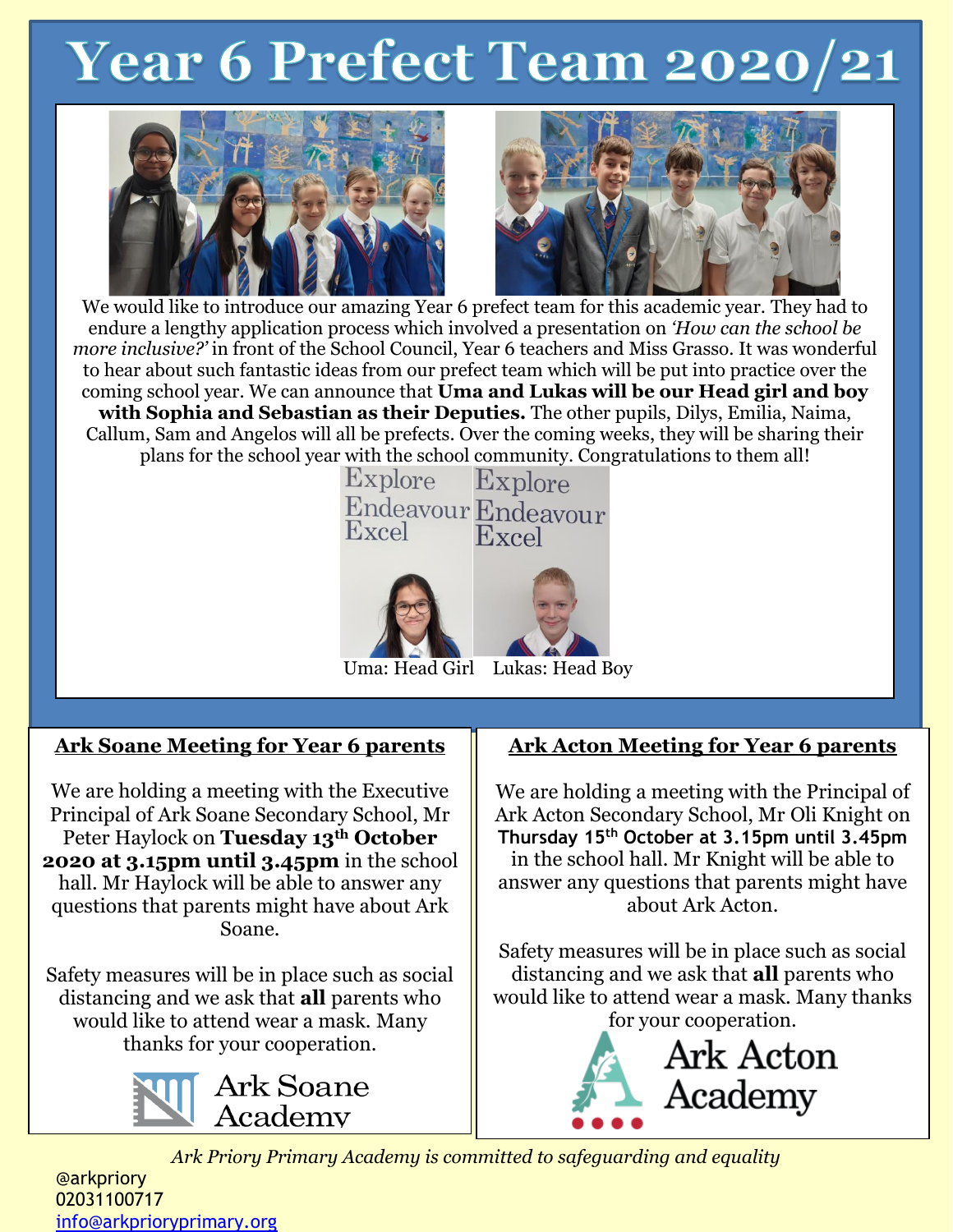# Year 6 Prefect Team 2020/21

We would like to introduce our amazing Year 6 prefect team for this academic year. They had to endure a lengthy application process which involved a presentation on *'How can the school be more inclusive?'* in front of the School Council, Year 6 teachers and Miss Grasso. It was wonderful to hear about such fantastic ideas from our prefect team which will be put into practice over the coming school year. We can announce that **Uma and Lukas will be our Head girl and boy with Sophia and Sebastian as their Deputies.** The other pupils, Dilys, Emilia, Naima, Callum, Sam and Angelos will all be prefects. Over the coming weeks, they will be sharing their plans for the school year with the school community. Congratulations to them all!

Explore Endeavour Excel

Uma: Head Girl    Lukas: Head Boy

## Ark Soane Meeting for Year 6 parents

We are holding a meeting with the Executive Principal of Ark Soane Secondary School, Mr Peter Haylock on **Tuesday 13th October 2020 at 3.15pm until 3.45pm** in the school hall. Mr Haylock will be able to answer any questions that parents might have about Ark Soane.

Safety measures will be in place such as social distancing and we ask that **all** parents who would like to attend wear a mask. Many thanks for your cooperation.

Ark Soane Academy

## Ark Acton Meeting for Year 6 parents

We are holding a meeting with the Principal of Ark Acton Secondary School, Mr Oli Knight on **Thursday 15th October at 3.15pm until 3.45pm** in the school hall. Mr Knight will be able to answer any questions that parents might have about Ark Acton.

Safety measures will be in place such as social distancing and we ask that **all** parents who would like to attend wear a mask. Many thanks for your cooperation.

Ark Acton Academy

*Ark Priory Primary Academy is committed to safeguarding and equality*

@arkpriory
02031100717
info@arkprioryprimary.org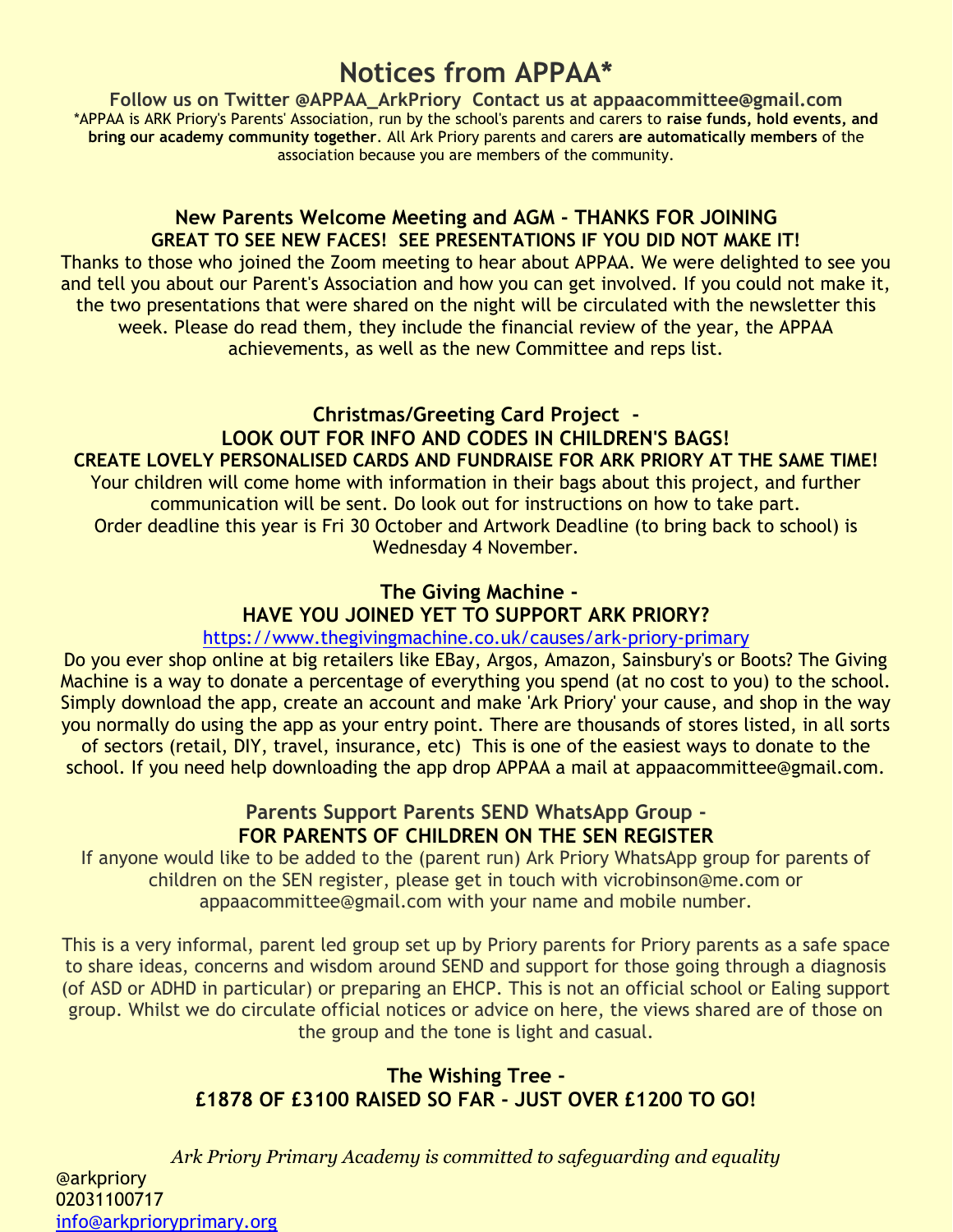# Notices from APPAA*

**Follow us on Twitter @APPAA_ArkPriory Contact us at appaacommittee@gmail.com**

*APPAA is ARK Priory's Parents' Association, run by the school's parents and carers to **raise funds, hold events, and bring our academy community together**. All Ark Priory parents and carers **are automatically members** of the association because you are members of the community.

### New Parents Welcome Meeting and AGM - THANKS FOR JOINING

**GREAT TO SEE NEW FACES! SEE PRESENTATIONS IF YOU DID NOT MAKE IT!**

Thanks to those who joined the Zoom meeting to hear about APPAA. We were delighted to see you and tell you about our Parent's Association and how you can get involved. If you could not make it, the two presentations that were shared on the night will be circulated with the newsletter this week. Please do read them, they include the financial review of the year, the APPAA achievements, as well as the new Committee and reps list.

### Christmas/Greeting Card Project -

**LOOK OUT FOR INFO AND CODES IN CHILDREN'S BAGS!**

**CREATE LOVELY PERSONALISED CARDS AND FUNDRAISE FOR ARK PRIORY AT THE SAME TIME!**

Your children will come home with information in their bags about this project, and further communication will be sent. Do look out for instructions on how to take part.

Order deadline this year is Fri 30 October and Artwork Deadline (to bring back to school) is Wednesday 4 November.

### The Giving Machine -

**HAVE YOU JOINED YET TO SUPPORT ARK PRIORY?**

https://www.thegivingmachine.co.uk/causes/ark-priory-primary

Do you ever shop online at big retailers like EBay, Argos, Amazon, Sainsbury's or Boots? The Giving Machine is a way to donate a percentage of everything you spend (at no cost to you) to the school. Simply download the app, create an account and make 'Ark Priory' your cause, and shop in the way you normally do using the app as your entry point. There are thousands of stores listed, in all sorts of sectors (retail, DIY, travel, insurance, etc) This is one of the easiest ways to donate to the school. If you need help downloading the app drop APPAA a mail at appaacommittee@gmail.com.

### Parents Support Parents SEND WhatsApp Group -

**FOR PARENTS OF CHILDREN ON THE SEN REGISTER**

If anyone would like to be added to the (parent run) Ark Priory WhatsApp group for parents of children on the SEN register, please get in touch with vicrobinson@me.com or appaacommittee@gmail.com with your name and mobile number.

This is a very informal, parent led group set up by Priory parents for Priory parents as a safe space to share ideas, concerns and wisdom around SEND and support for those going through a diagnosis (of ASD or ADHD in particular) or preparing an EHCP. This is not an official school or Ealing support group. Whilst we do circulate official notices or advice on here, the views shared are of those on the group and the tone is light and casual.

### The Wishing Tree -

**£1878 OF £3100 RAISED SO FAR - JUST OVER £1200 TO GO!**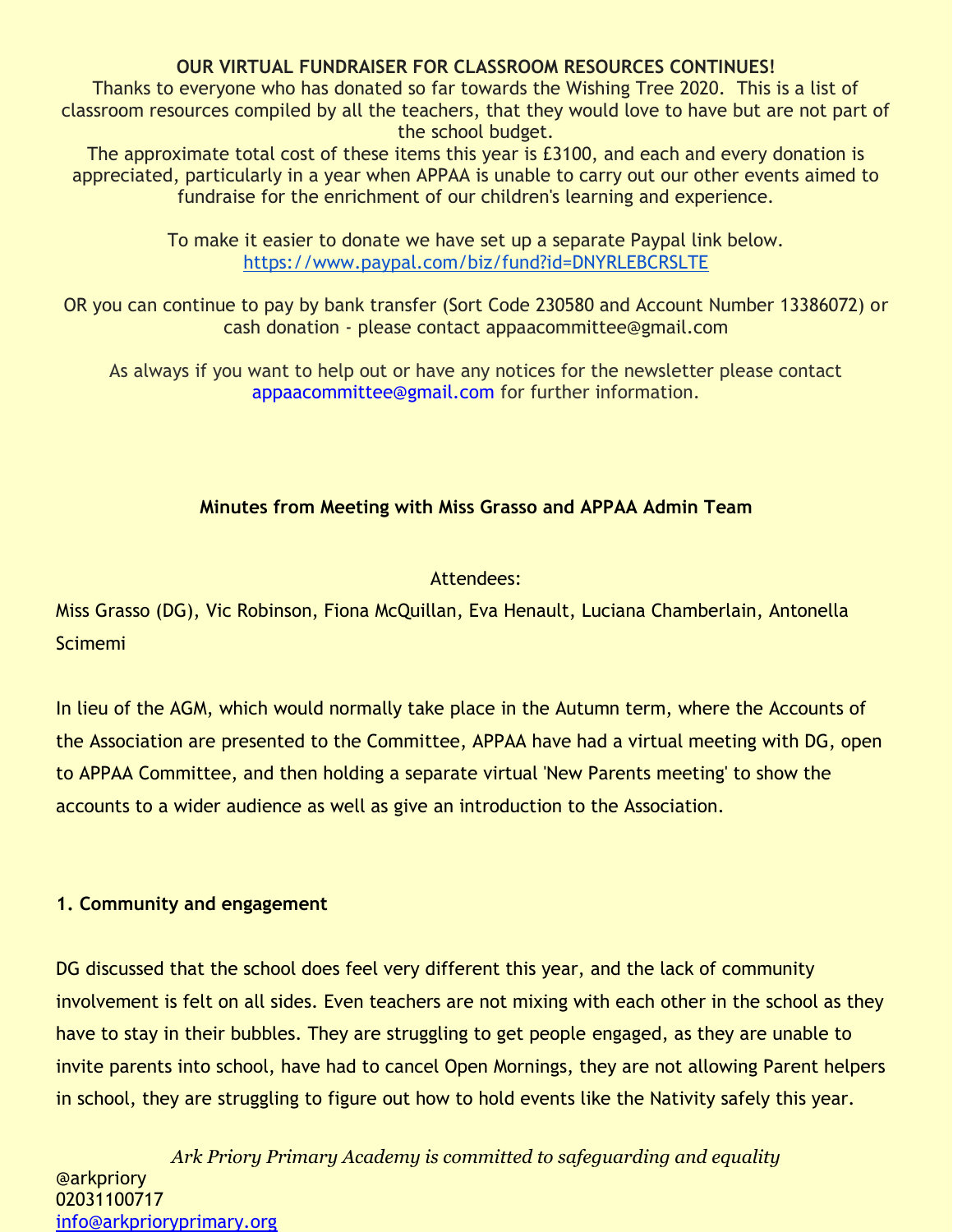**OUR VIRTUAL FUNDRAISER FOR CLASSROOM RESOURCES CONTINUES!**

Thanks to everyone who has donated so far towards the Wishing Tree 2020. This is a list of classroom resources compiled by all the teachers, that they would love to have but are not part of the school budget.

The approximate total cost of these items this year is £3100, and each and every donation is appreciated, particularly in a year when APPAA is unable to carry out our other events aimed to fundraise for the enrichment of our children's learning and experience.

To make it easier to donate we have set up a separate Paypal link below.
https://www.paypal.com/biz/fund?id=DNYRLEBCRSLTE

OR you can continue to pay by bank transfer (Sort Code 230580 and Account Number 13386072) or cash donation - please contact appaacommittee@gmail.com

As always if you want to help out or have any notices for the newsletter please contact appaacommittee@gmail.com for further information.

**Minutes from Meeting with Miss Grasso and APPAA Admin Team**

Attendees:

Miss Grasso (DG), Vic Robinson, Fiona McQuillan, Eva Henault, Luciana Chamberlain, Antonella Scimemi

In lieu of the AGM, which would normally take place in the Autumn term, where the Accounts of the Association are presented to the Committee, APPAA have had a virtual meeting with DG, open to APPAA Committee, and then holding a separate virtual 'New Parents meeting' to show the accounts to a wider audience as well as give an introduction to the Association.

**1. Community and engagement**

DG discussed that the school does feel very different this year, and the lack of community involvement is felt on all sides. Even teachers are not mixing with each other in the school as they have to stay in their bubbles. They are struggling to get people engaged, as they are unable to invite parents into school, have had to cancel Open Mornings, they are not allowing Parent helpers in school, they are struggling to figure out how to hold events like the Nativity safely this year.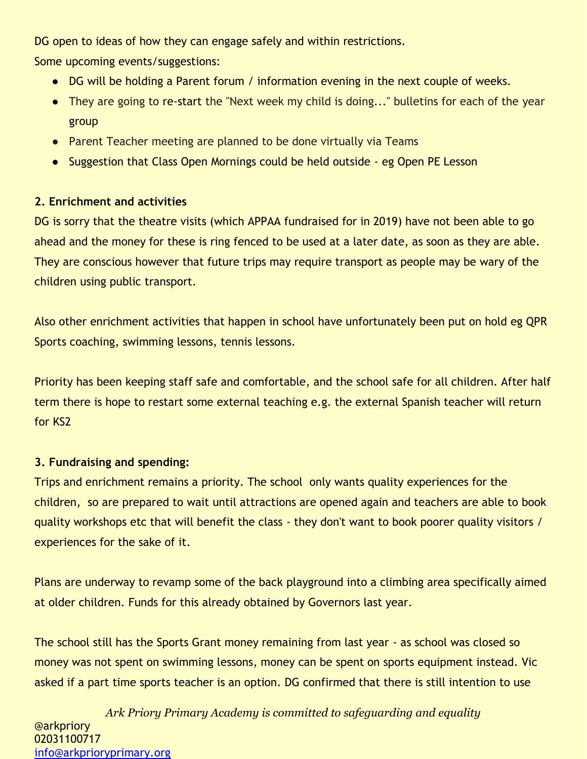DG open to ideas of how they can engage safely and within restrictions.

Some upcoming events/suggestions:

- DG will be holding a Parent forum / information evening in the next couple of weeks.
- They are going to re-start the "Next week my child is doing..." bulletins for each of the year group
- Parent Teacher meeting are planned to be done virtually via Teams
- Suggestion that Class Open Mornings could be held outside - eg Open PE Lesson

**2. Enrichment and activities**

DG is sorry that the theatre visits (which APPAA fundraised for in 2019) have not been able to go ahead and the money for these is ring fenced to be used at a later date, as soon as they are able. They are conscious however that future trips may require transport as people may be wary of the children using public transport.

Also other enrichment activities that happen in school have unfortunately been put on hold eg QPR Sports coaching, swimming lessons, tennis lessons.

Priority has been keeping staff safe and comfortable, and the school safe for all children. After half term there is hope to restart some external teaching e.g. the external Spanish teacher will return for KS2

**3. Fundraising and spending:**

Trips and enrichment remains a priority. The school only wants quality experiences for the children, so are prepared to wait until attractions are opened again and teachers are able to book quality workshops etc that will benefit the class - they don't want to book poorer quality visitors / experiences for the sake of it.

Plans are underway to revamp some of the back playground into a climbing area specifically aimed at older children. Funds for this already obtained by Governors last year.

The school still has the Sports Grant money remaining from last year - as school was closed so money was not spent on swimming lessons, money can be spent on sports equipment instead. Vic asked if a part time sports teacher is an option. DG confirmed that there is still intention to use

*Ark Priory Primary Academy is committed to safeguarding and equality*

@arkpriory
02031100717
info@arkprioryprimary.org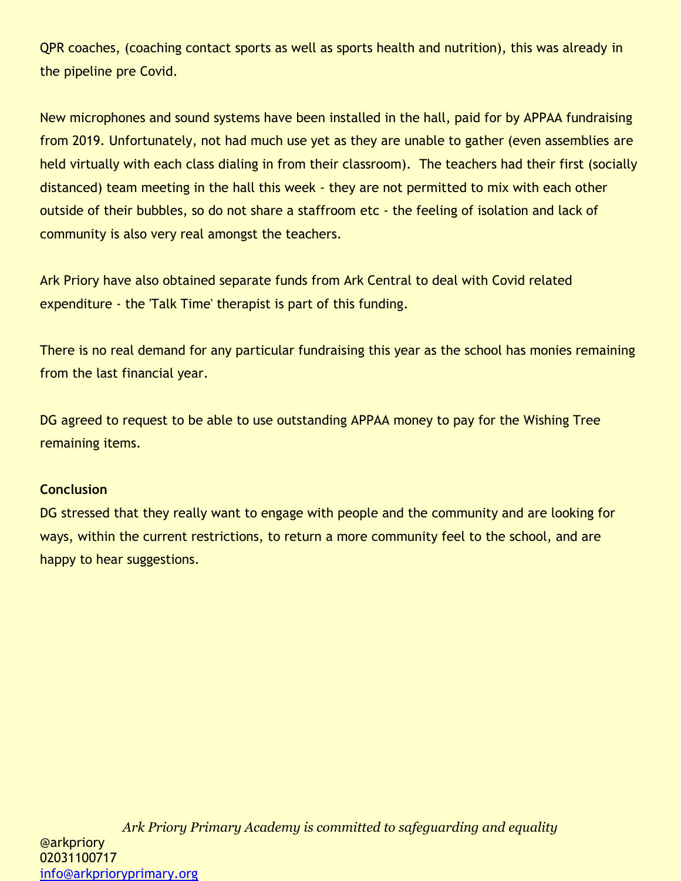QPR coaches, (coaching contact sports as well as sports health and nutrition), this was already in the pipeline pre Covid.

New microphones and sound systems have been installed in the hall, paid for by APPAA fundraising from 2019. Unfortunately, not had much use yet as they are unable to gather (even assemblies are held virtually with each class dialing in from their classroom). The teachers had their first (socially distanced) team meeting in the hall this week - they are not permitted to mix with each other outside of their bubbles, so do not share a staffroom etc - the feeling of isolation and lack of community is also very real amongst the teachers.

Ark Priory have also obtained separate funds from Ark Central to deal with Covid related expenditure - the 'Talk Time' therapist is part of this funding.

There is no real demand for any particular fundraising this year as the school has monies remaining from the last financial year.

DG agreed to request to be able to use outstanding APPAA money to pay for the Wishing Tree remaining items.

**Conclusion**

DG stressed that they really want to engage with people and the community and are looking for ways, within the current restrictions, to return a more community feel to the school, and are happy to hear suggestions.